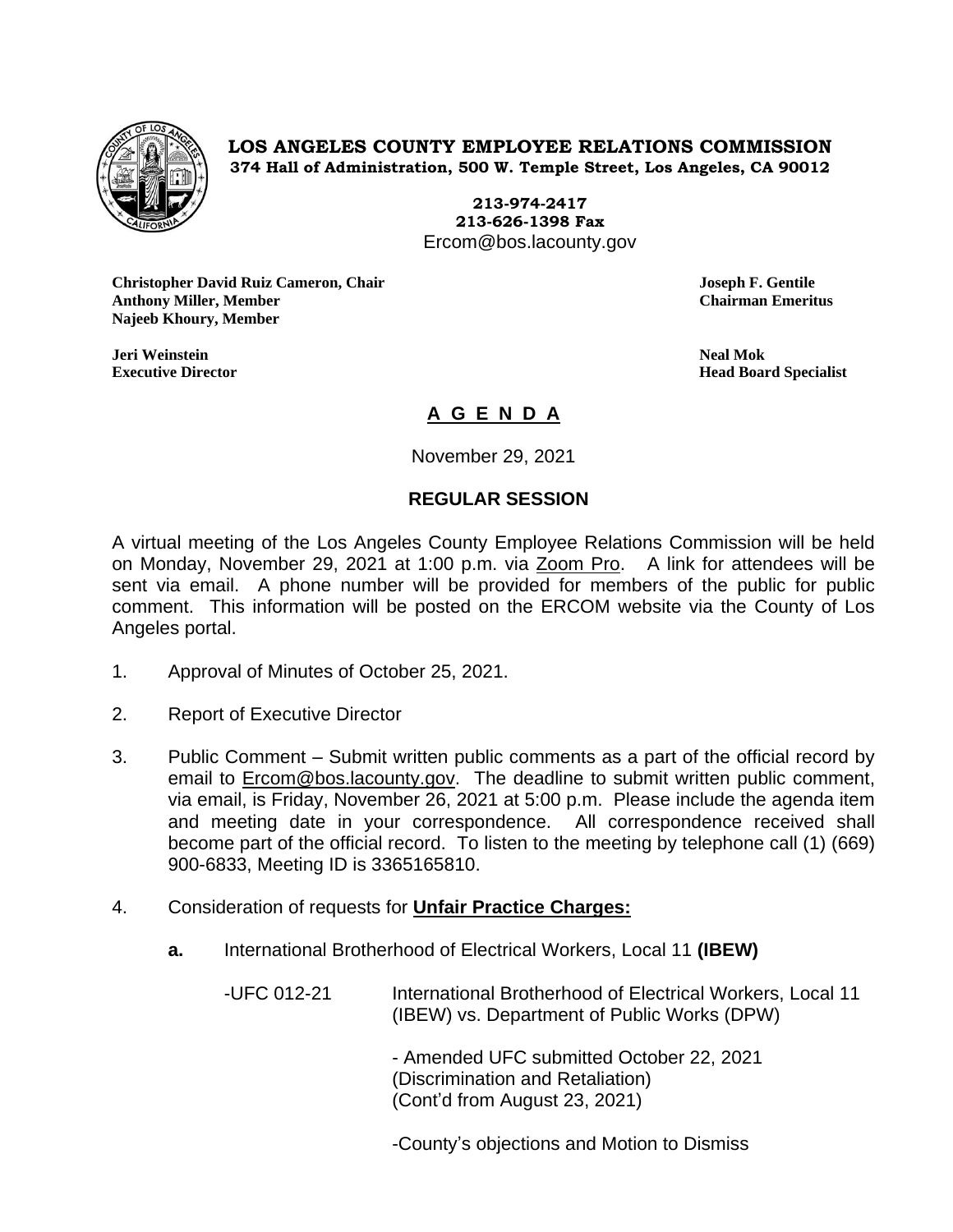**LOS ANGELES COUNTY EMPLOYEE RELATIONS COMMISSION**
**374 Hall of Administration, 500 W. Temple Street, Los Angeles, CA 90012**

**213-974-2417**
**213-626-1398 Fax**
Ercom@bos.lacounty.gov

**Christopher David Ruiz Cameron, Chair**
**Anthony Miller, Member**
**Najeeb Khoury, Member**

**Joseph F. Gentile**
**Chairman Emeritus**

**Jeri Weinstein**
**Executive Director**

**Neal Mok**
**Head Board Specialist**

# A G E N D A

November 29, 2021

## REGULAR SESSION

A virtual meeting of the Los Angeles County Employee Relations Commission will be held on Monday, November 29, 2021 at 1:00 p.m. via Zoom Pro. A link for attendees will be sent via email. A phone number will be provided for members of the public for public comment. This information will be posted on the ERCOM website via the County of Los Angeles portal.

1. Approval of Minutes of October 25, 2021.

2. Report of Executive Director

3. Public Comment – Submit written public comments as a part of the official record by email to Ercom@bos.lacounty.gov. The deadline to submit written public comment, via email, is Friday, November 26, 2021 at 5:00 p.m. Please include the agenda item and meeting date in your correspondence. All correspondence received shall become part of the official record. To listen to the meeting by telephone call (1) (669) 900-6833, Meeting ID is 3365165810.

4. Consideration of requests for **Unfair Practice Charges:**

   **a.** International Brotherhood of Electrical Workers, Local 11 **(IBEW)**

   -UFC 012-21 International Brotherhood of Electrical Workers, Local 11 (IBEW) vs. Department of Public Works (DPW)

   - Amended UFC submitted October 22, 2021
   (Discrimination and Retaliation)
   (Cont'd from August 23, 2021)

   -County's objections and Motion to Dismiss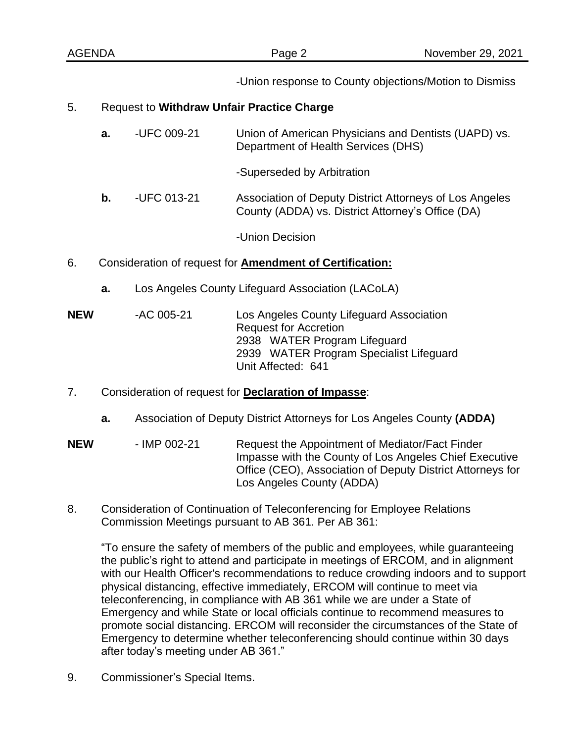-Union response to County objections/Motion to Dismiss

5. Request to **Withdraw Unfair Practice Charge**

   **a.** -UFC 009-21 Union of American Physicians and Dentists (UAPD) vs. Department of Health Services (DHS)

   -Superseded by Arbitration

   **b.** -UFC 013-21 Association of Deputy District Attorneys of Los Angeles County (ADDA) vs. District Attorney's Office (DA)

   -Union Decision

6. Consideration of request for **Amendment of Certification:**

   **a.** Los Angeles County Lifeguard Association (LACoLA)

**NEW** -AC 005-21 Los Angeles County Lifeguard Association
Request for Accretion
2938 WATER Program Lifeguard
2939 WATER Program Specialist Lifeguard
Unit Affected: 641

7. Consideration of request for **Declaration of Impasse**:

   **a.** Association of Deputy District Attorneys for Los Angeles County **(ADDA)**

**NEW** - IMP 002-21 Request the Appointment of Mediator/Fact Finder Impasse with the County of Los Angeles Chief Executive Office (CEO), Association of Deputy District Attorneys for Los Angeles County (ADDA)

8. Consideration of Continuation of Teleconferencing for Employee Relations Commission Meetings pursuant to AB 361. Per AB 361:

   "To ensure the safety of members of the public and employees, while guaranteeing the public's right to attend and participate in meetings of ERCOM, and in alignment with our Health Officer's recommendations to reduce crowding indoors and to support physical distancing, effective immediately, ERCOM will continue to meet via teleconferencing, in compliance with AB 361 while we are under a State of Emergency and while State or local officials continue to recommend measures to promote social distancing. ERCOM will reconsider the circumstances of the State of Emergency to determine whether teleconferencing should continue within 30 days after today's meeting under AB 361."

9. Commissioner's Special Items.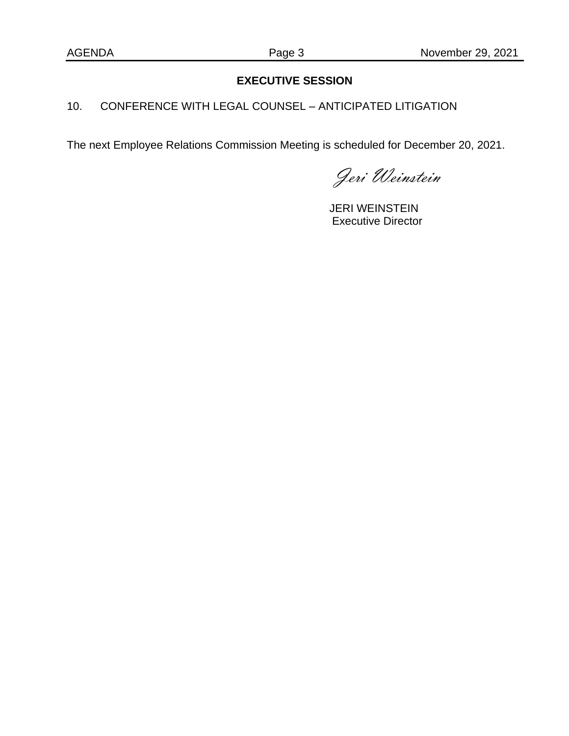## EXECUTIVE SESSION

10. CONFERENCE WITH LEGAL COUNSEL – ANTICIPATED LITIGATION

The next Employee Relations Commission Meeting is scheduled for December 20, 2021.

*Jeri Weinstein*

JERI WEINSTEIN
Executive Director